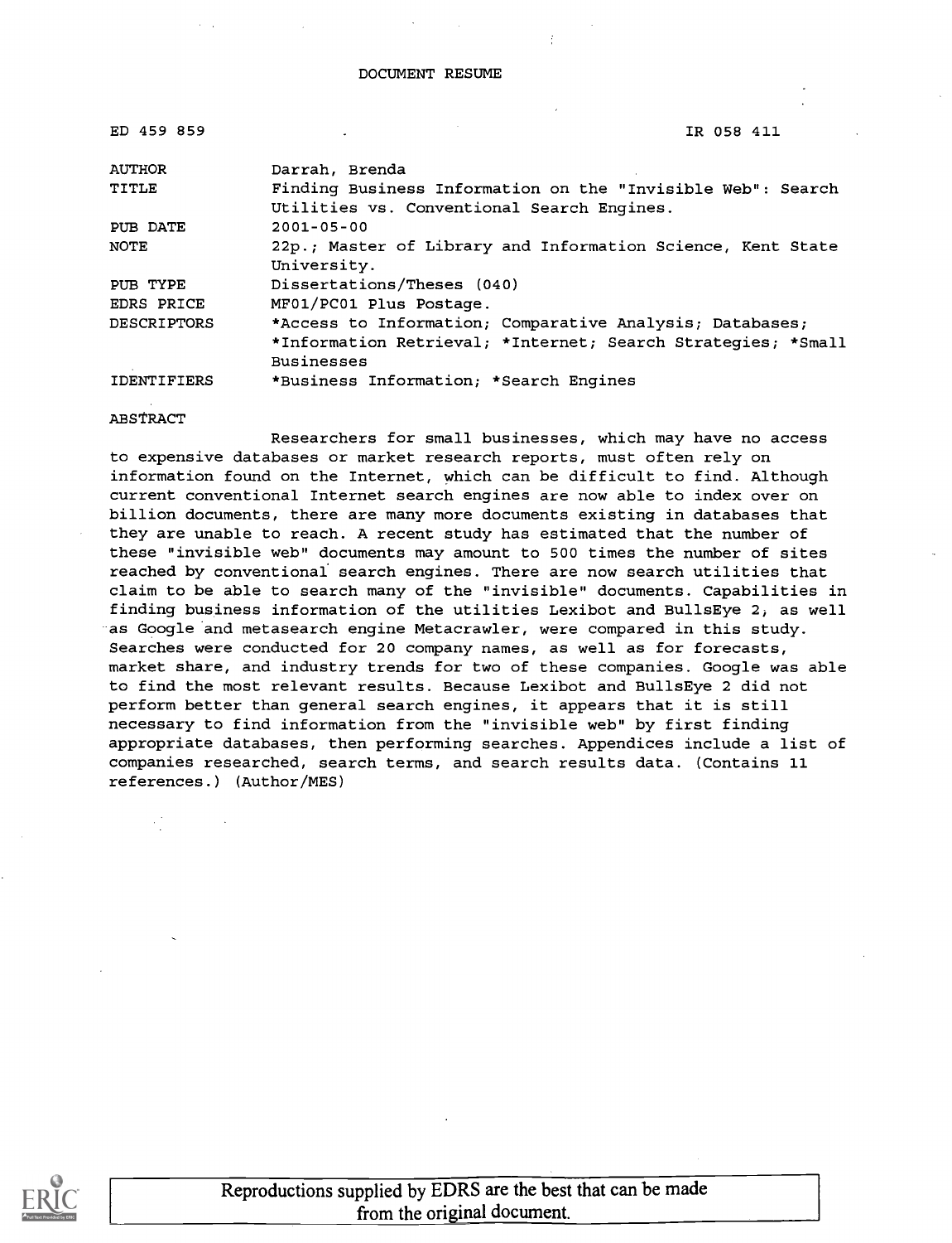DOCUMENT RESUME

| | | |
|---|---|---|
| ED 459 859 | | IR 058 411 |
| AUTHOR | Darrah, Brenda | |
| TITLE | Finding Business Information on the "Invisible Web": Search Utilities vs. Conventional Search Engines. | |
| PUB DATE | 2001-05-00 | |
| NOTE | 22p.; Master of Library and Information Science, Kent State University. | |
| PUB TYPE | Dissertations/Theses (040) | |
| EDRS PRICE | MF01/PC01 Plus Postage. | |
| DESCRIPTORS | *Access to Information; Comparative Analysis; Databases; *Information Retrieval; *Internet; Search Strategies; *Small Businesses | |
| IDENTIFIERS | *Business Information; *Search Engines | |

ABSTRACT

Researchers for small businesses, which may have no access to expensive databases or market research reports, must often rely on information found on the Internet, which can be difficult to find. Although current conventional Internet search engines are now able to index over on billion documents, there are many more documents existing in databases that they are unable to reach. A recent study has estimated that the number of these "invisible web" documents may amount to 500 times the number of sites reached by conventional search engines. There are now search utilities that claim to be able to search many of the "invisible" documents. Capabilities in finding business information of the utilities Lexibot and BullsEye 2, as well as Google and metasearch engine Metacrawler, were compared in this study. Searches were conducted for 20 company names, as well as for forecasts, market share, and industry trends for two of these companies. Google was able to find the most relevant results. Because Lexibot and BullsEye 2 did not perform better than general search engines, it appears that it is still necessary to find information from the "invisible web" by first finding appropriate databases, then performing searches. Appendices include a list of companies researched, search terms, and search results data. (Contains 11 references.) (Author/MES)

Reproductions supplied by EDRS are the best that can be made from the original document.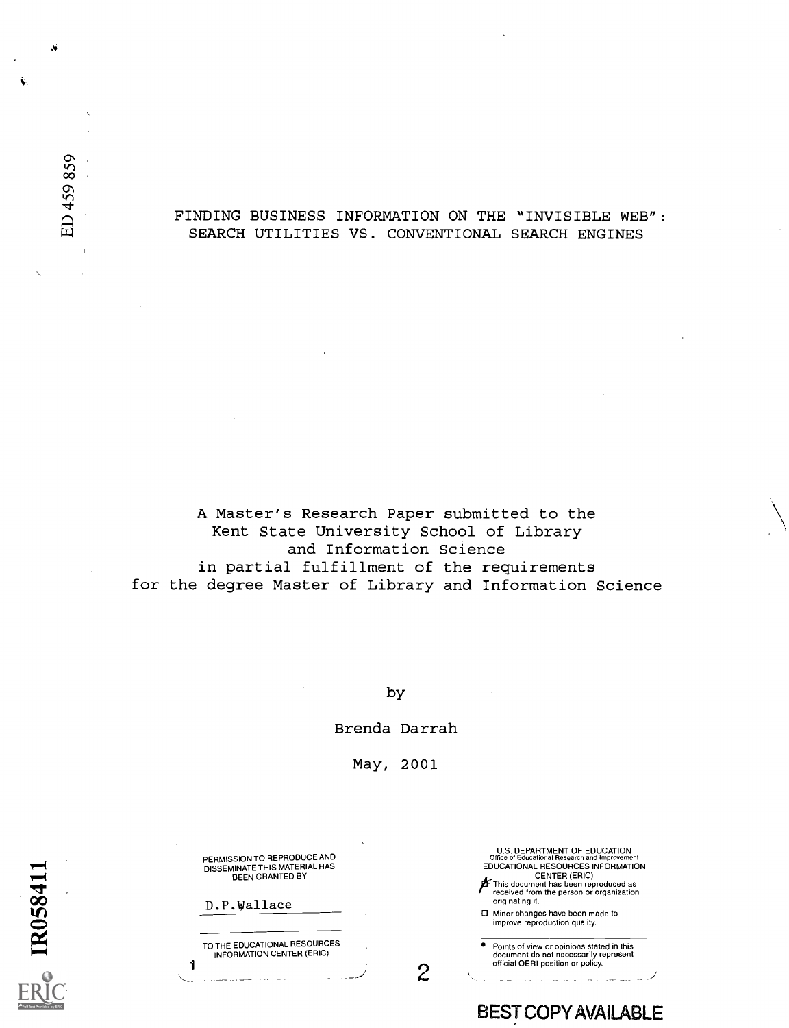ED 459 859

# FINDING BUSINESS INFORMATION ON THE "INVISIBLE WEB": SEARCH UTILITIES VS. CONVENTIONAL SEARCH ENGINES

A Master's Research Paper submitted to the
Kent State University School of Library
and Information Science
in partial fulfillment of the requirements
for the degree Master of Library and Information Science

by

Brenda Darrah

May, 2001

PERMISSION TO REPRODUCE AND DISSEMINATE THIS MATERIAL HAS BEEN GRANTED BY

D.P.Wallace

TO THE EDUCATIONAL RESOURCES INFORMATION CENTER (ERIC)

U.S. DEPARTMENT OF EDUCATION
Office of Educational Research and Improvement
EDUCATIONAL RESOURCES INFORMATION CENTER (ERIC)

- This document has been reproduced as received from the person or organization originating it.
- Minor changes have been made to improve reproduction quality.
- Points of view or opinions stated in this document do not necessarily represent official OERI position or policy.

IR058411

BEST COPY AVAILABLE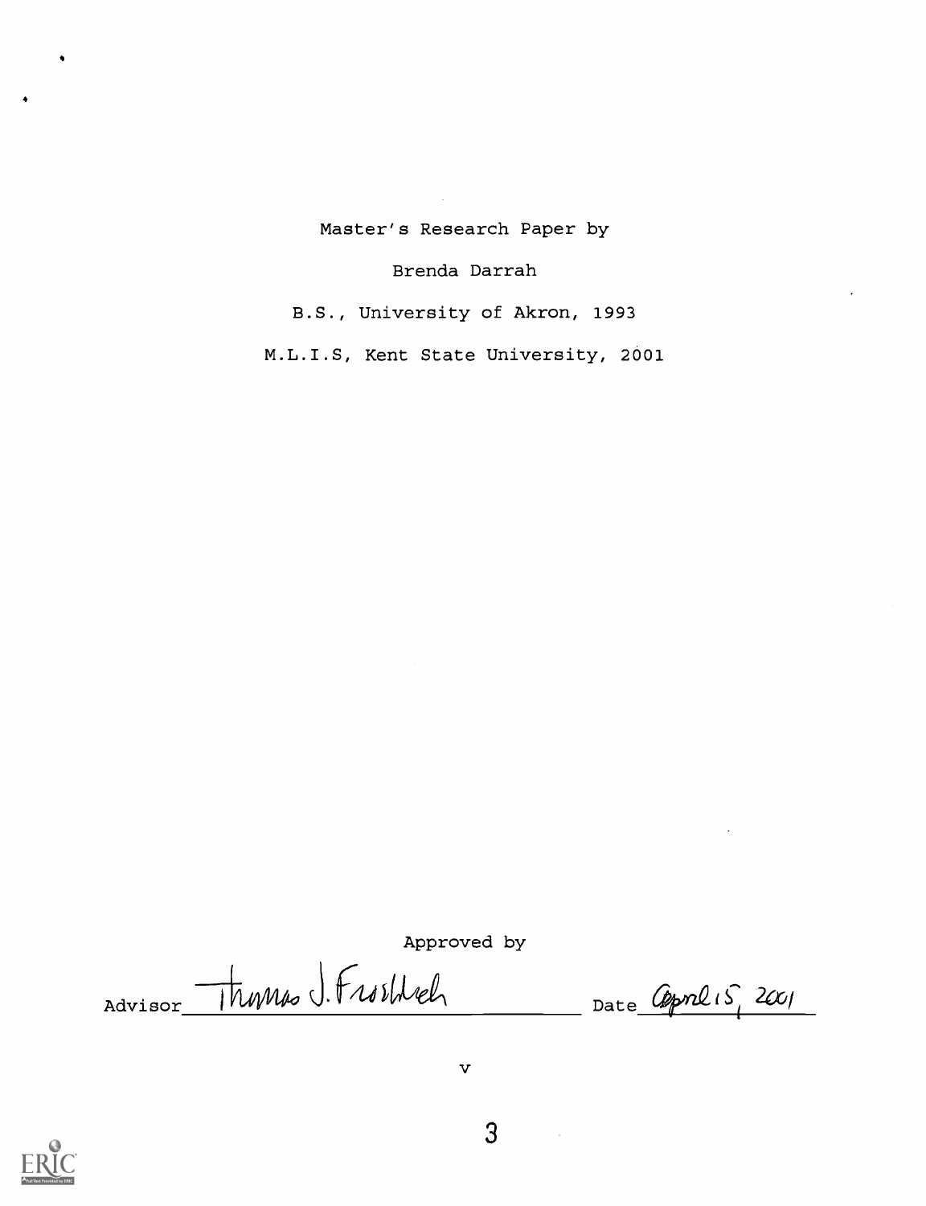Master's Research Paper by

Brenda Darrah

B.S., University of Akron, 1993

M.L.I.S, Kent State University, 2001

Approved by

Advisor Thomas J. Froehlich Date April 5, 2001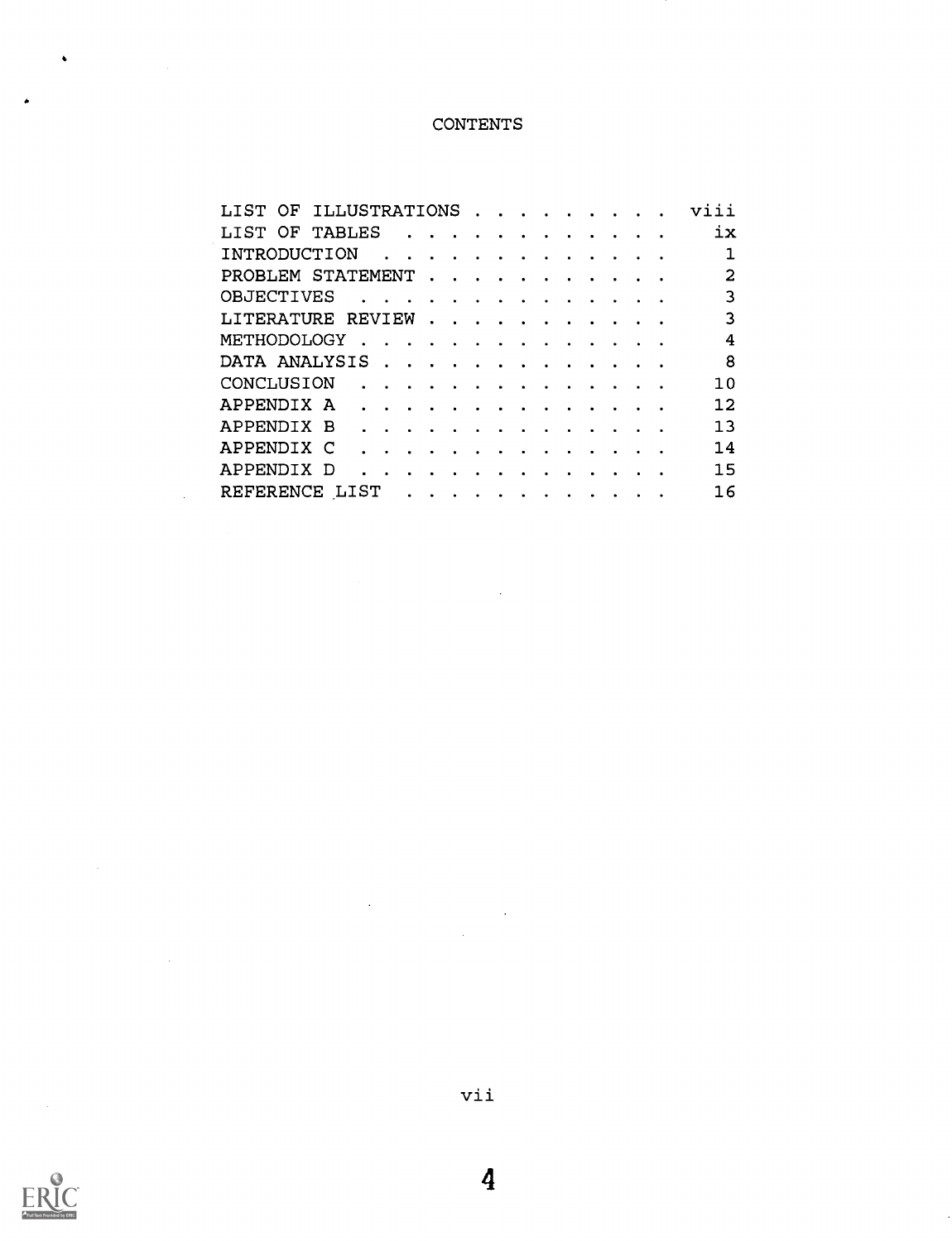# CONTENTS

| | |
|---|---|
| LIST OF ILLUSTRATIONS | viii |
| LIST OF TABLES | ix |
| INTRODUCTION | 1 |
| PROBLEM STATEMENT | 2 |
| OBJECTIVES | 3 |
| LITERATURE REVIEW | 3 |
| METHODOLOGY | 4 |
| DATA ANALYSIS | 8 |
| CONCLUSION | 10 |
| APPENDIX A | 12 |
| APPENDIX B | 13 |
| APPENDIX C | 14 |
| APPENDIX D | 15 |
| REFERENCE LIST | 16 |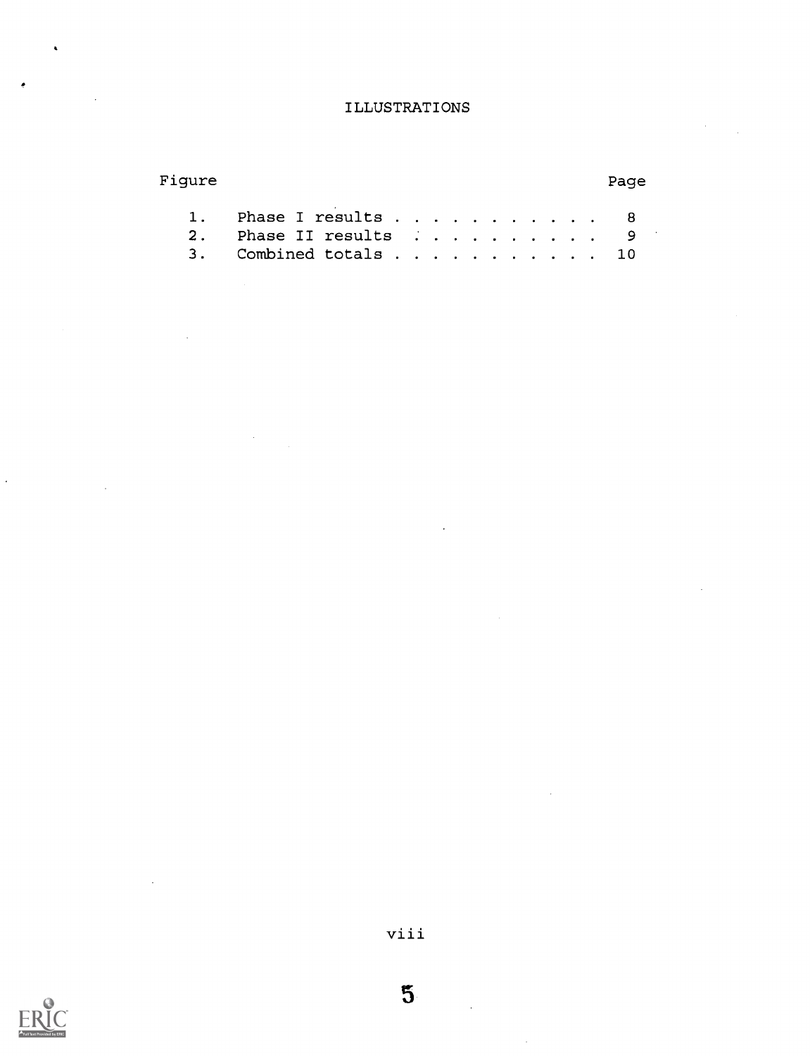# ILLUSTRATIONS

| Figure | | Page |
|---|---|---|
| 1. | Phase I results | 8 |
| 2. | Phase II results | 9 |
| 3. | Combined totals | 10 |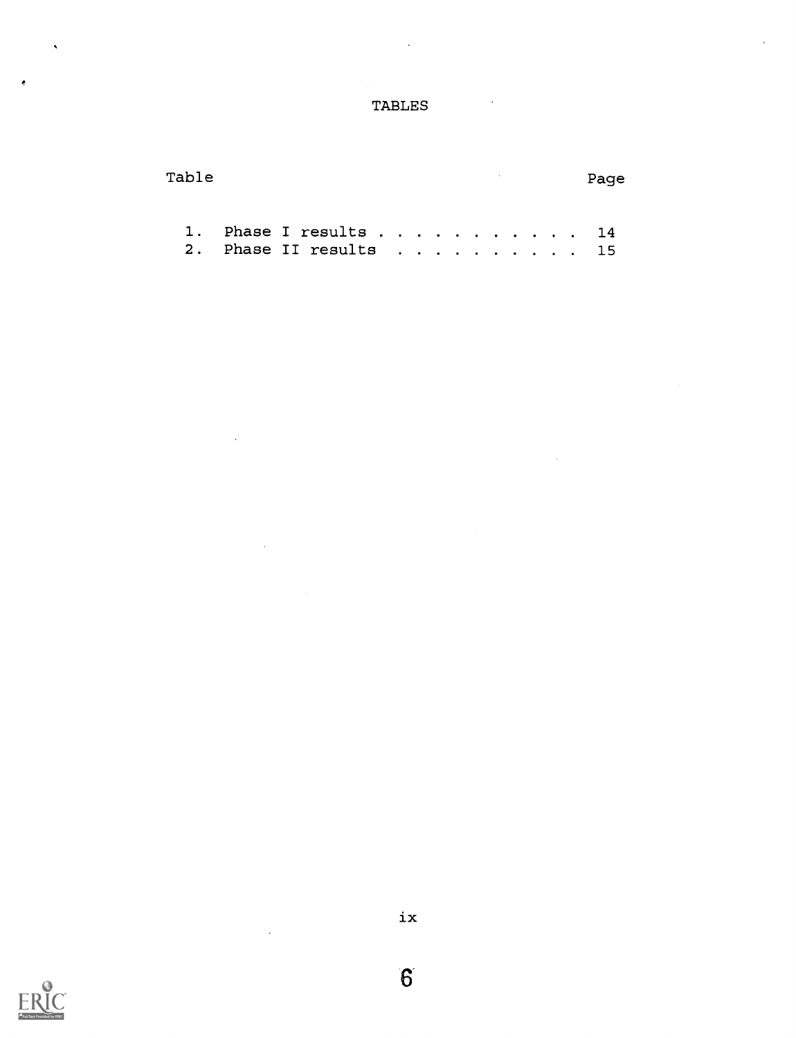# TABLES

| Table | | Page |
|---|---|---|
| 1. | Phase I results | 14 |
| 2. | Phase II results | 15 |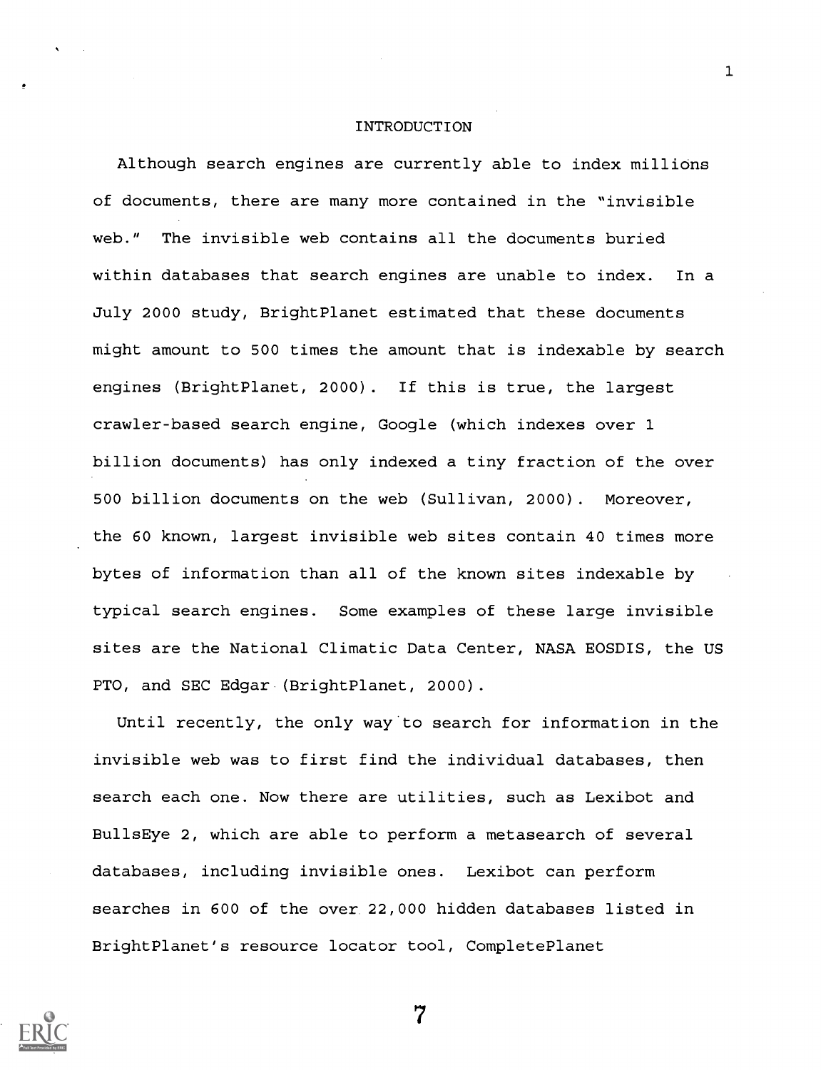# INTRODUCTION

Although search engines are currently able to index millions of documents, there are many more contained in the "invisible web." The invisible web contains all the documents buried within databases that search engines are unable to index. In a July 2000 study, BrightPlanet estimated that these documents might amount to 500 times the amount that is indexable by search engines (BrightPlanet, 2000). If this is true, the largest crawler-based search engine, Google (which indexes over 1 billion documents) has only indexed a tiny fraction of the over 500 billion documents on the web (Sullivan, 2000). Moreover, the 60 known, largest invisible web sites contain 40 times more bytes of information than all of the known sites indexable by typical search engines. Some examples of these large invisible sites are the National Climatic Data Center, NASA EOSDIS, the US PTO, and SEC Edgar (BrightPlanet, 2000).

Until recently, the only way to search for information in the invisible web was to first find the individual databases, then search each one. Now there are utilities, such as Lexibot and BullsEye 2, which are able to perform a metasearch of several databases, including invisible ones. Lexibot can perform searches in 600 of the over 22,000 hidden databases listed in BrightPlanet's resource locator tool, CompletePlanet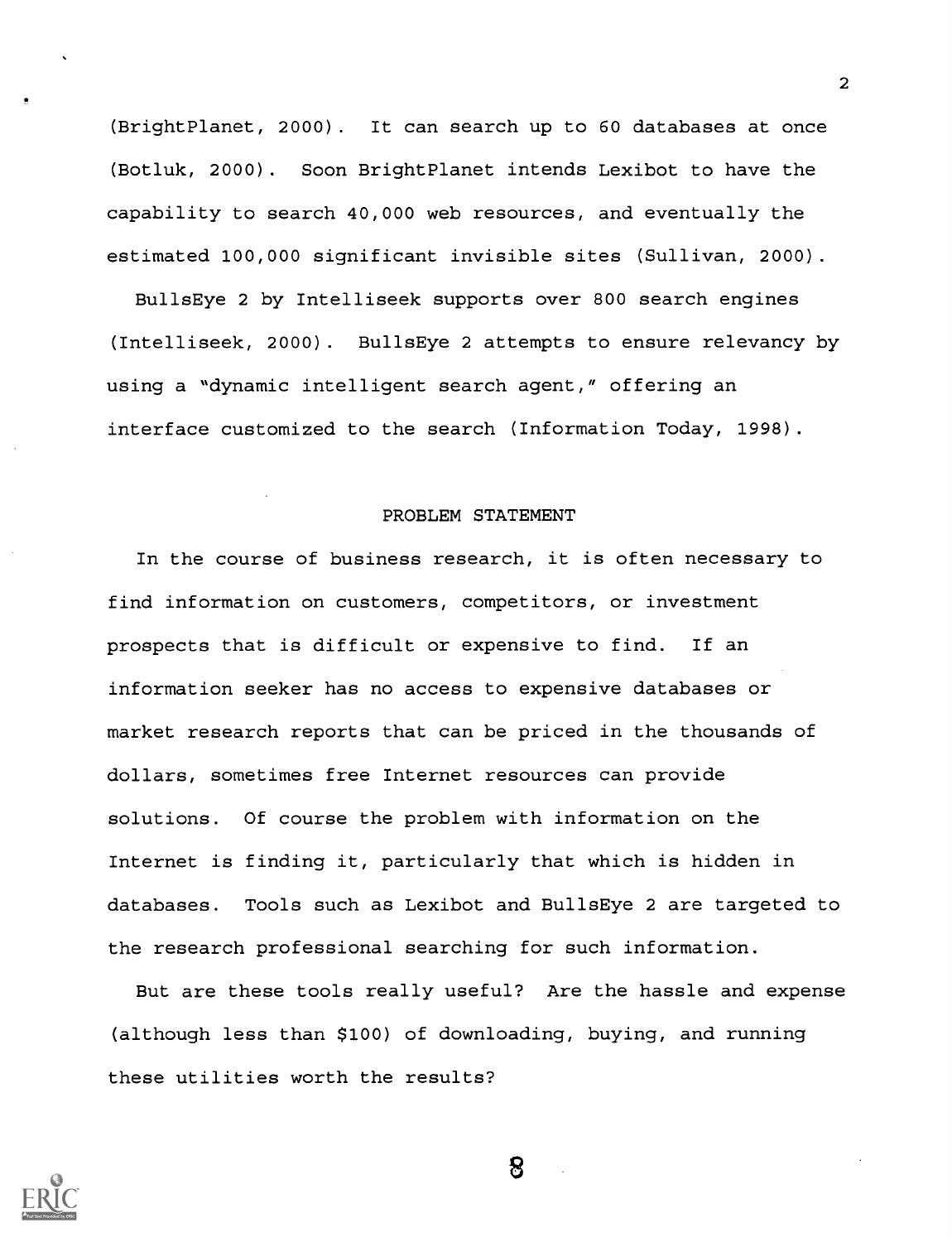(BrightPlanet, 2000). It can search up to 60 databases at once (Botluk, 2000). Soon BrightPlanet intends Lexibot to have the capability to search 40,000 web resources, and eventually the estimated 100,000 significant invisible sites (Sullivan, 2000).

BullsEye 2 by Intelliseek supports over 800 search engines (Intelliseek, 2000). BullsEye 2 attempts to ensure relevancy by using a "dynamic intelligent search agent," offering an interface customized to the search (Information Today, 1998).

## PROBLEM STATEMENT

In the course of business research, it is often necessary to find information on customers, competitors, or investment prospects that is difficult or expensive to find. If an information seeker has no access to expensive databases or market research reports that can be priced in the thousands of dollars, sometimes free Internet resources can provide solutions. Of course the problem with information on the Internet is finding it, particularly that which is hidden in databases. Tools such as Lexibot and BullsEye 2 are targeted to the research professional searching for such information.

But are these tools really useful? Are the hassle and expense (although less than $100) of downloading, buying, and running these utilities worth the results?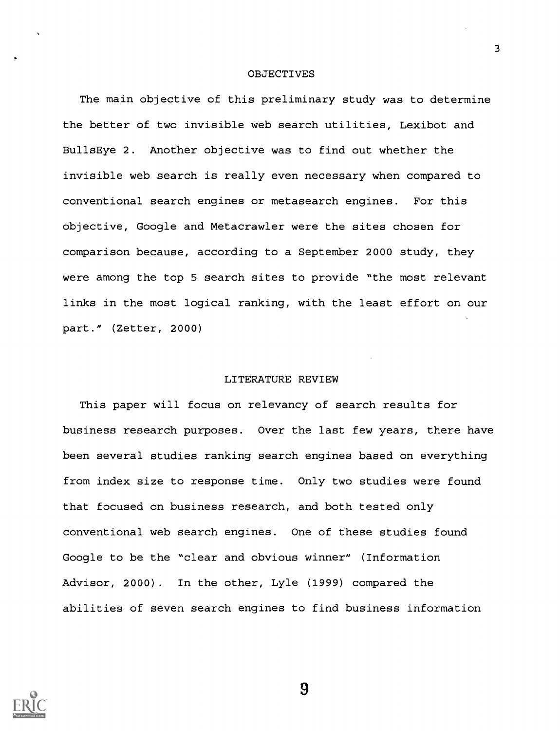## OBJECTIVES

The main objective of this preliminary study was to determine the better of two invisible web search utilities, Lexibot and BullsEye 2. Another objective was to find out whether the invisible web search is really even necessary when compared to conventional search engines or metasearch engines. For this objective, Google and Metacrawler were the sites chosen for comparison because, according to a September 2000 study, they were among the top 5 search sites to provide "the most relevant links in the most logical ranking, with the least effort on our part." (Zetter, 2000)

## LITERATURE REVIEW

This paper will focus on relevancy of search results for business research purposes. Over the last few years, there have been several studies ranking search engines based on everything from index size to response time. Only two studies were found that focused on business research, and both tested only conventional web search engines. One of these studies found Google to be the "clear and obvious winner" (Information Advisor, 2000). In the other, Lyle (1999) compared the abilities of seven search engines to find business information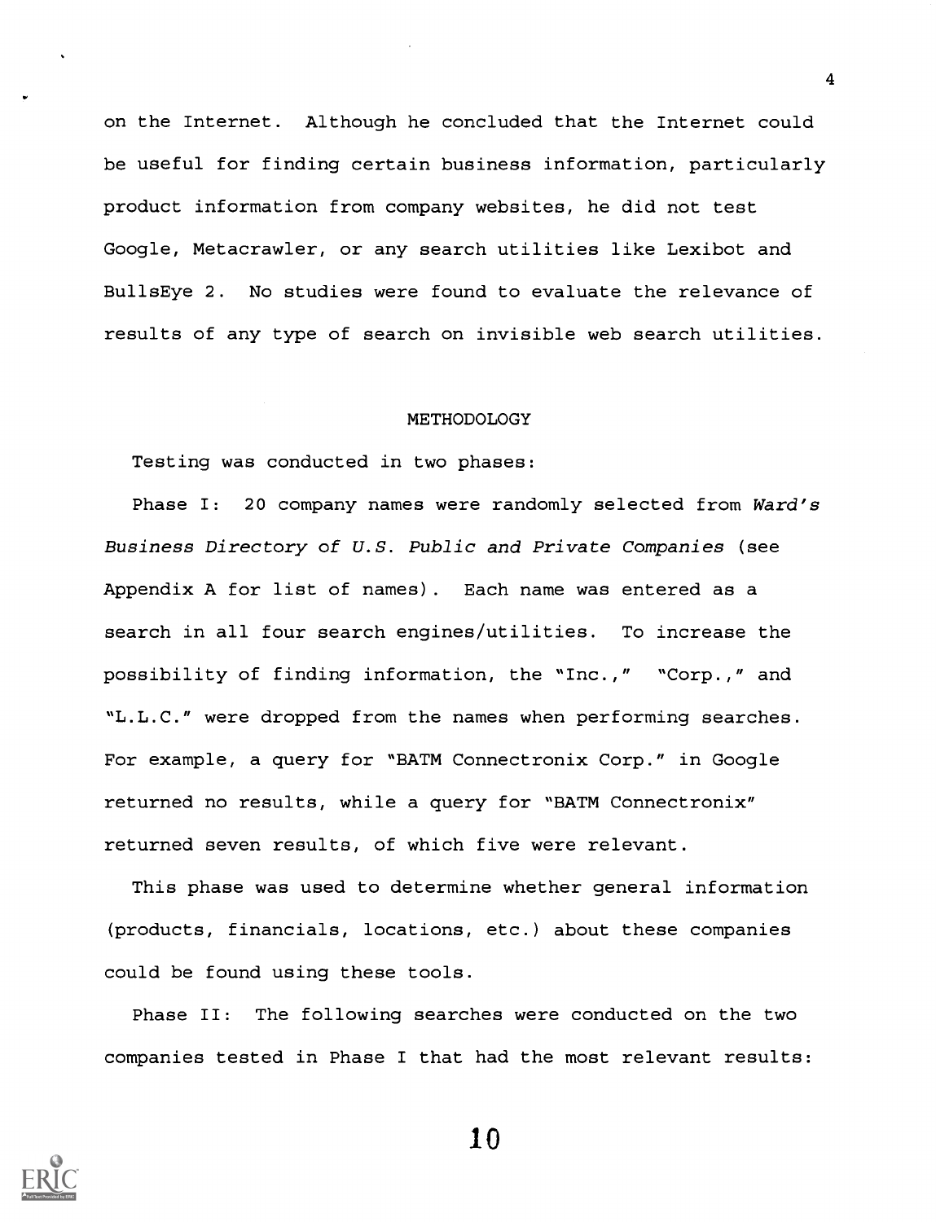on the Internet. Although he concluded that the Internet could be useful for finding certain business information, particularly product information from company websites, he did not test Google, Metacrawler, or any search utilities like Lexibot and BullsEye 2. No studies were found to evaluate the relevance of results of any type of search on invisible web search utilities.

## METHODOLOGY

Testing was conducted in two phases:

Phase I: 20 company names were randomly selected from *Ward's Business Directory of U.S. Public and Private Companies* (see Appendix A for list of names). Each name was entered as a search in all four search engines/utilities. To increase the possibility of finding information, the "Inc.," "Corp.," and "L.L.C." were dropped from the names when performing searches. For example, a query for "BATM Connectronix Corp." in Google returned no results, while a query for "BATM Connectronix" returned seven results, of which five were relevant.

This phase was used to determine whether general information (products, financials, locations, etc.) about these companies could be found using these tools.

Phase II: The following searches were conducted on the two companies tested in Phase I that had the most relevant results: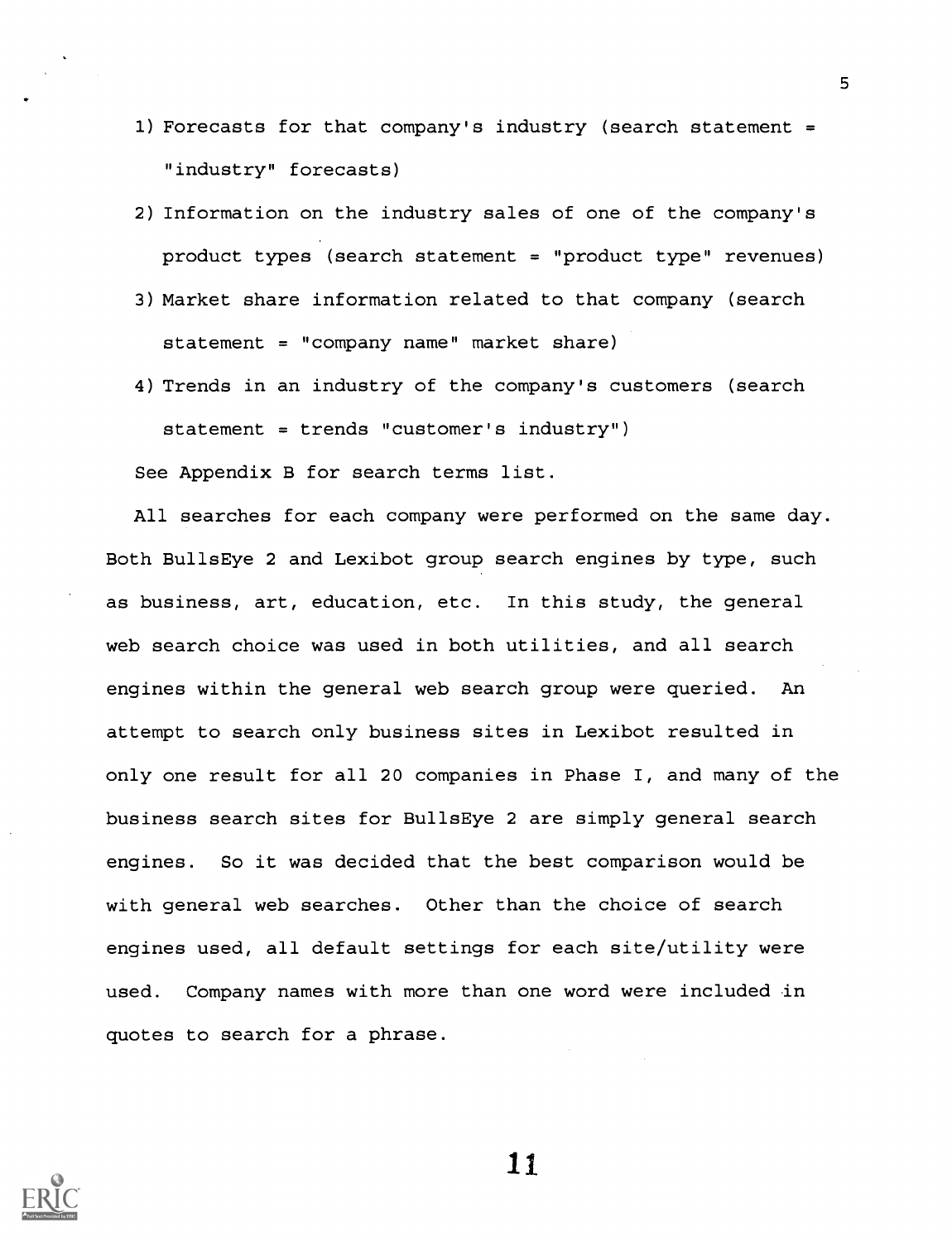1) Forecasts for that company's industry (search statement = "industry" forecasts)
2) Information on the industry sales of one of the company's product types (search statement = "product type" revenues)
3) Market share information related to that company (search statement = "company name" market share)
4) Trends in an industry of the company's customers (search statement = trends "customer's industry")

See Appendix B for search terms list.

All searches for each company were performed on the same day. Both BullsEye 2 and Lexibot group search engines by type, such as business, art, education, etc. In this study, the general web search choice was used in both utilities, and all search engines within the general web search group were queried. An attempt to search only business sites in Lexibot resulted in only one result for all 20 companies in Phase I, and many of the business search sites for BullsEye 2 are simply general search engines. So it was decided that the best comparison would be with general web searches. Other than the choice of search engines used, all default settings for each site/utility were used. Company names with more than one word were included in quotes to search for a phrase.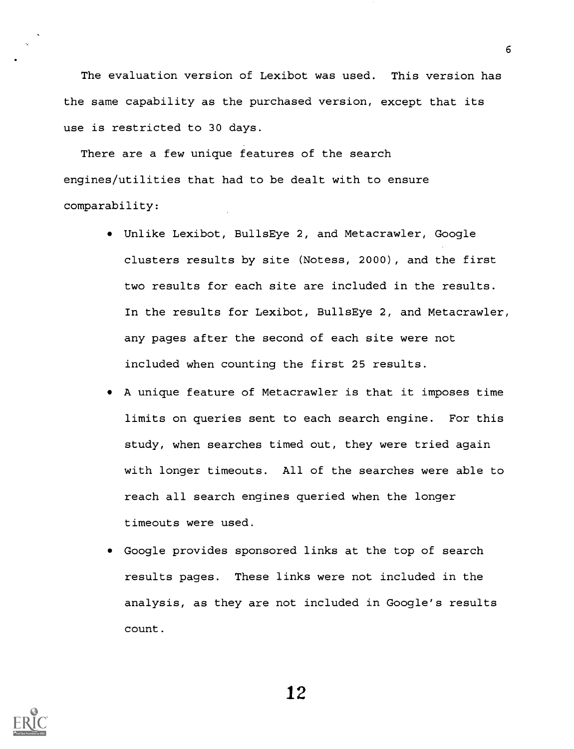The evaluation version of Lexibot was used. This version has the same capability as the purchased version, except that its use is restricted to 30 days.

There are a few unique features of the search engines/utilities that had to be dealt with to ensure comparability:

- Unlike Lexibot, BullsEye 2, and Metacrawler, Google clusters results by site (Notess, 2000), and the first two results for each site are included in the results. In the results for Lexibot, BullsEye 2, and Metacrawler, any pages after the second of each site were not included when counting the first 25 results.
- A unique feature of Metacrawler is that it imposes time limits on queries sent to each search engine. For this study, when searches timed out, they were tried again with longer timeouts. All of the searches were able to reach all search engines queried when the longer timeouts were used.
- Google provides sponsored links at the top of search results pages. These links were not included in the analysis, as they are not included in Google's results count.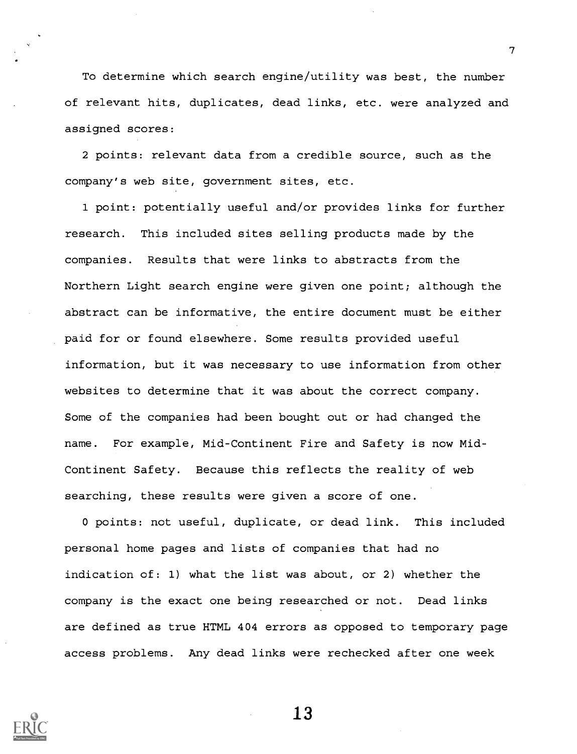To determine which search engine/utility was best, the number of relevant hits, duplicates, dead links, etc. were analyzed and assigned scores:

2 points: relevant data from a credible source, such as the company's web site, government sites, etc.

1 point: potentially useful and/or provides links for further research. This included sites selling products made by the companies. Results that were links to abstracts from the Northern Light search engine were given one point; although the abstract can be informative, the entire document must be either paid for or found elsewhere. Some results provided useful information, but it was necessary to use information from other websites to determine that it was about the correct company. Some of the companies had been bought out or had changed the name. For example, Mid-Continent Fire and Safety is now Mid-Continent Safety. Because this reflects the reality of web searching, these results were given a score of one.

0 points: not useful, duplicate, or dead link. This included personal home pages and lists of companies that had no indication of: 1) what the list was about, or 2) whether the company is the exact one being researched or not. Dead links are defined as true HTML 404 errors as opposed to temporary page access problems. Any dead links were rechecked after one week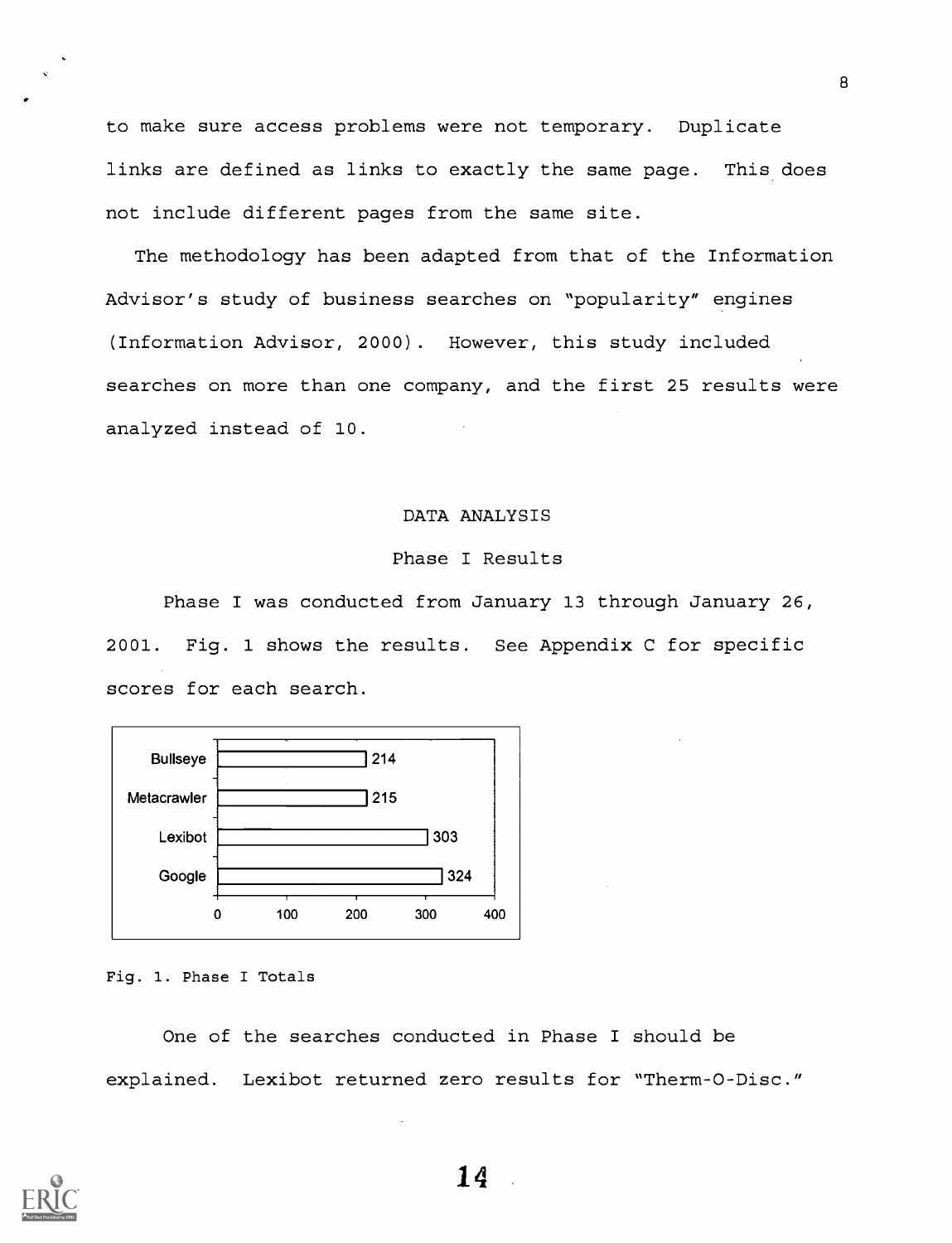to make sure access problems were not temporary. Duplicate links are defined as links to exactly the same page. This does not include different pages from the same site.

The methodology has been adapted from that of the Information Advisor's study of business searches on "popularity" engines (Information Advisor, 2000). However, this study included searches on more than one company, and the first 25 results were analyzed instead of 10.

## DATA ANALYSIS

### Phase I Results

Phase I was conducted from January 13 through January 26, 2001. Fig. 1 shows the results. See Appendix C for specific scores for each search.

| Search engine | Total |
|---|---|
| Bullseye | 214 |
| Metacrawler | 215 |
| Lexibot | 303 |
| Google | 324 |

Fig. 1. Phase I Totals

One of the searches conducted in Phase I should be explained. Lexibot returned zero results for "Therm-O-Disc."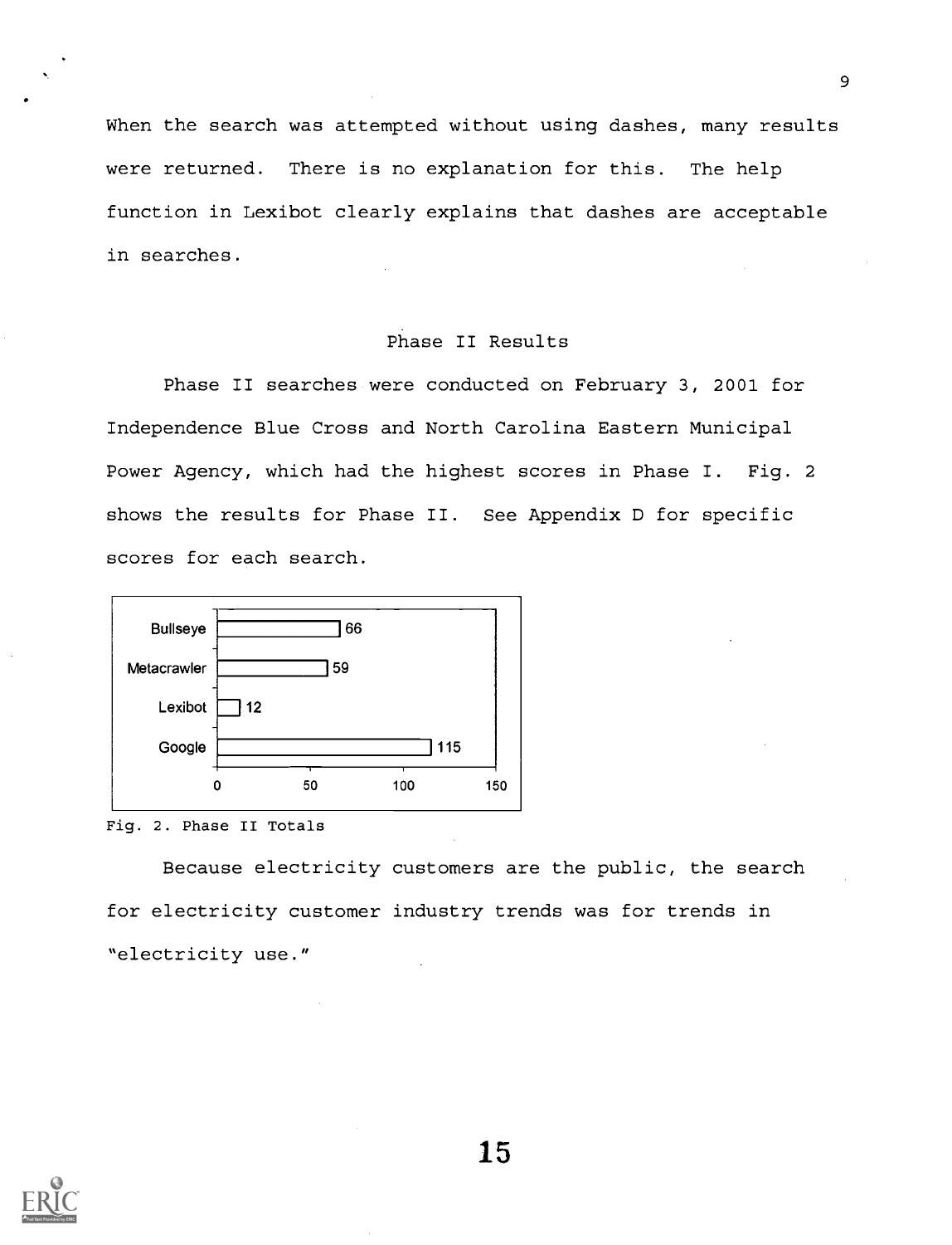When the search was attempted without using dashes, many results were returned. There is no explanation for this. The help function in Lexibot clearly explains that dashes are acceptable in searches.

## Phase II Results

Phase II searches were conducted on February 3, 2001 for Independence Blue Cross and North Carolina Eastern Municipal Power Agency, which had the highest scores in Phase I. Fig. 2 shows the results for Phase II. See Appendix D for specific scores for each search.

| Search Engine | Total |
|---|---|
| Bullseye | 66 |
| Metacrawler | 59 |
| Lexibot | 12 |
| Google | 115 |

Fig. 2. Phase II Totals

Because electricity customers are the public, the search for electricity customer industry trends was for trends in "electricity use."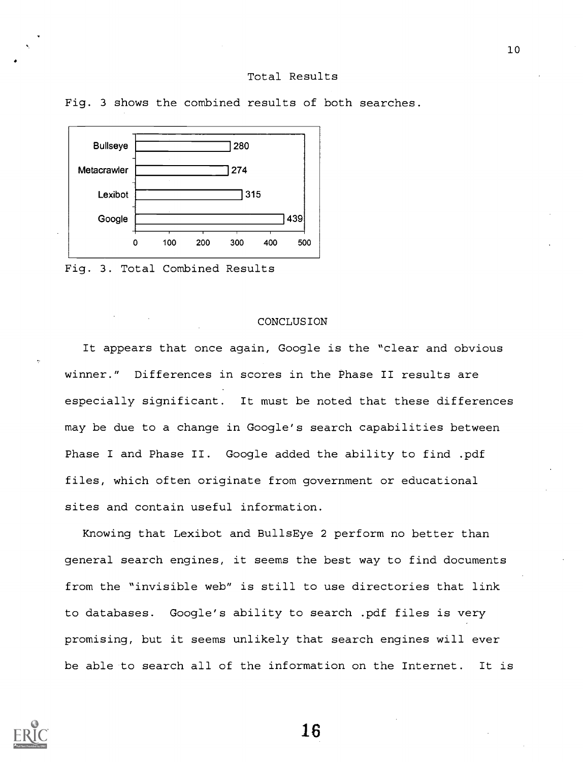## Total Results

Fig. 3 shows the combined results of both searches.

| Search Engine | Total |
|---|---|
| Bullseye | 280 |
| Metacrawler | 274 |
| Lexibot | 315 |
| Google | 439 |

Fig. 3. Total Combined Results

## CONCLUSION

It appears that once again, Google is the "clear and obvious winner." Differences in scores in the Phase II results are especially significant. It must be noted that these differences may be due to a change in Google's search capabilities between Phase I and Phase II. Google added the ability to find .pdf files, which often originate from government or educational sites and contain useful information.

Knowing that Lexibot and BullsEye 2 perform no better than general search engines, it seems the best way to find documents from the "invisible web" is still to use directories that link to databases. Google's ability to search .pdf files is very promising, but it seems unlikely that search engines will ever be able to search all of the information on the Internet. It is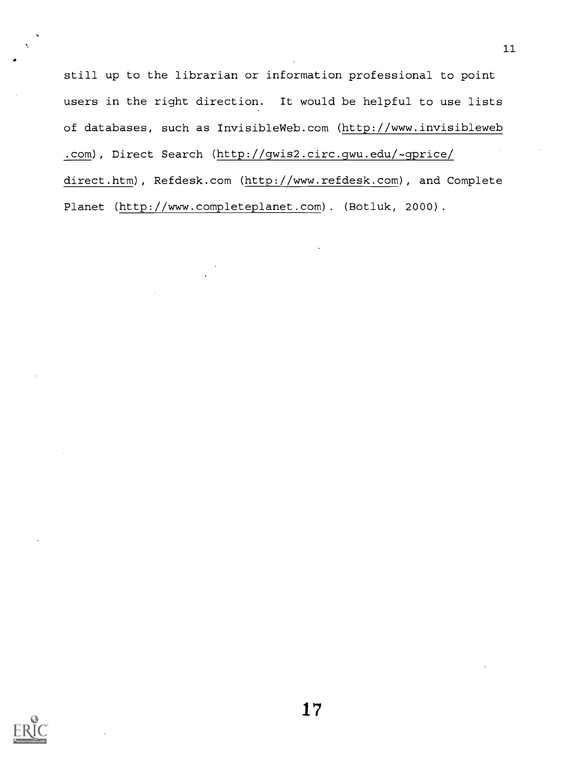still up to the librarian or information professional to point users in the right direction. It would be helpful to use lists of databases, such as InvisibleWeb.com (http://www.invisibleweb.com), Direct Search (http://gwis2.circ.gwu.edu/~gprice/direct.htm), Refdesk.com (http://www.refdesk.com), and Complete Planet (http://www.completeplanet.com). (Botluk, 2000).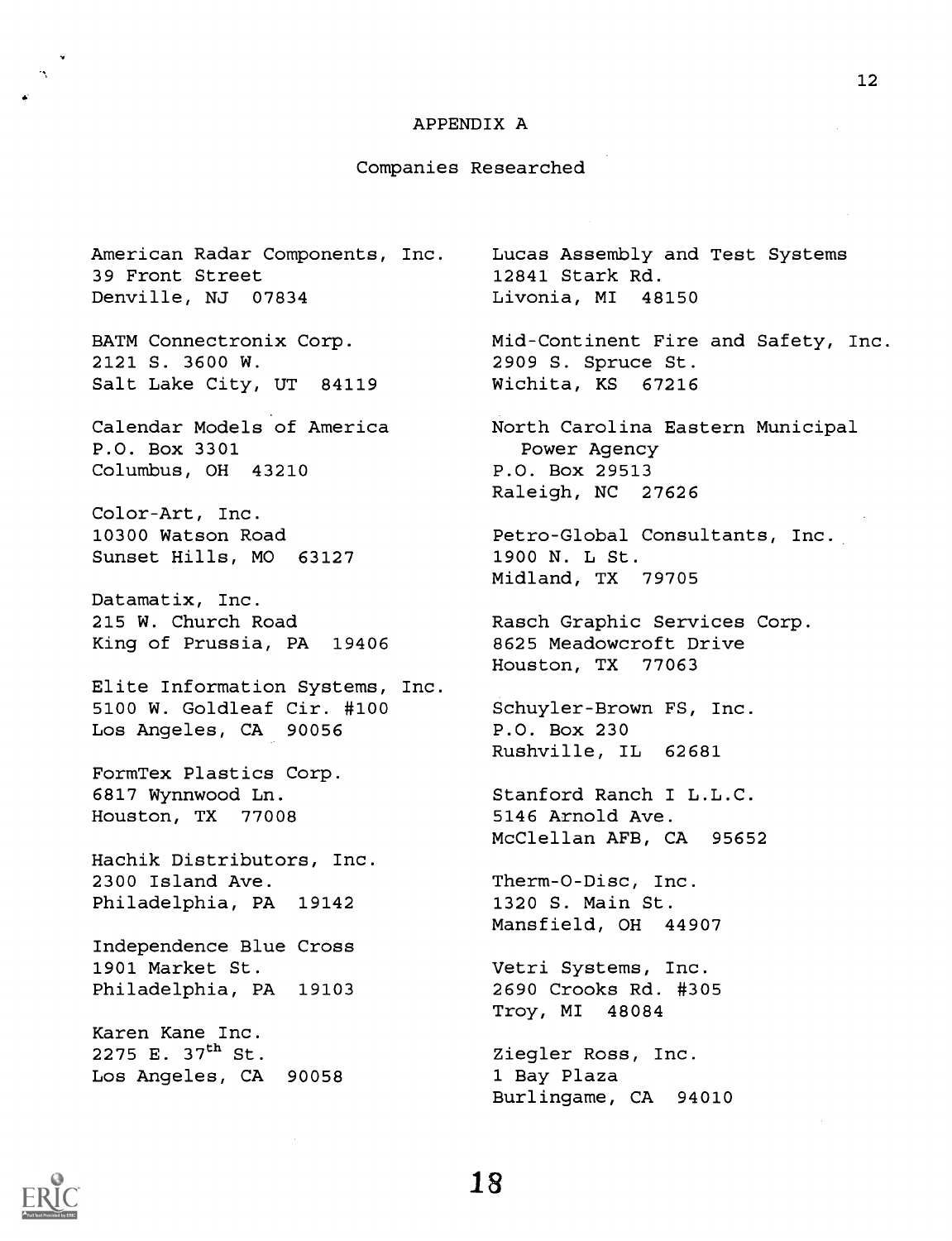# APPENDIX A

## Companies Researched

American Radar Components, Inc.
39 Front Street
Denville, NJ 07834

BATM Connectronix Corp.
2121 S. 3600 W.
Salt Lake City, UT 84119

Calendar Models of America
P.O. Box 3301
Columbus, OH 43210

Color-Art, Inc.
10300 Watson Road
Sunset Hills, MO 63127

Datamatix, Inc.
215 W. Church Road
King of Prussia, PA 19406

Elite Information Systems, Inc.
5100 W. Goldleaf Cir. #100
Los Angeles, CA 90056

FormTex Plastics Corp.
6817 Wynnwood Ln.
Houston, TX 77008

Hachik Distributors, Inc.
2300 Island Ave.
Philadelphia, PA 19142

Independence Blue Cross
1901 Market St.
Philadelphia, PA 19103

Karen Kane Inc.
2275 E. 37th St.
Los Angeles, CA 90058

Lucas Assembly and Test Systems
12841 Stark Rd.
Livonia, MI 48150

Mid-Continent Fire and Safety, Inc.
2909 S. Spruce St.
Wichita, KS 67216

North Carolina Eastern Municipal Power Agency
P.O. Box 29513
Raleigh, NC 27626

Petro-Global Consultants, Inc.
1900 N. L St.
Midland, TX 79705

Rasch Graphic Services Corp.
8625 Meadowcroft Drive
Houston, TX 77063

Schuyler-Brown FS, Inc.
P.O. Box 230
Rushville, IL 62681

Stanford Ranch I L.L.C.
5146 Arnold Ave.
McClellan AFB, CA 95652

Therm-O-Disc, Inc.
1320 S. Main St.
Mansfield, OH 44907

Vetri Systems, Inc.
2690 Crooks Rd. #305
Troy, MI 48084

Ziegler Ross, Inc.
1 Bay Plaza
Burlingame, CA 94010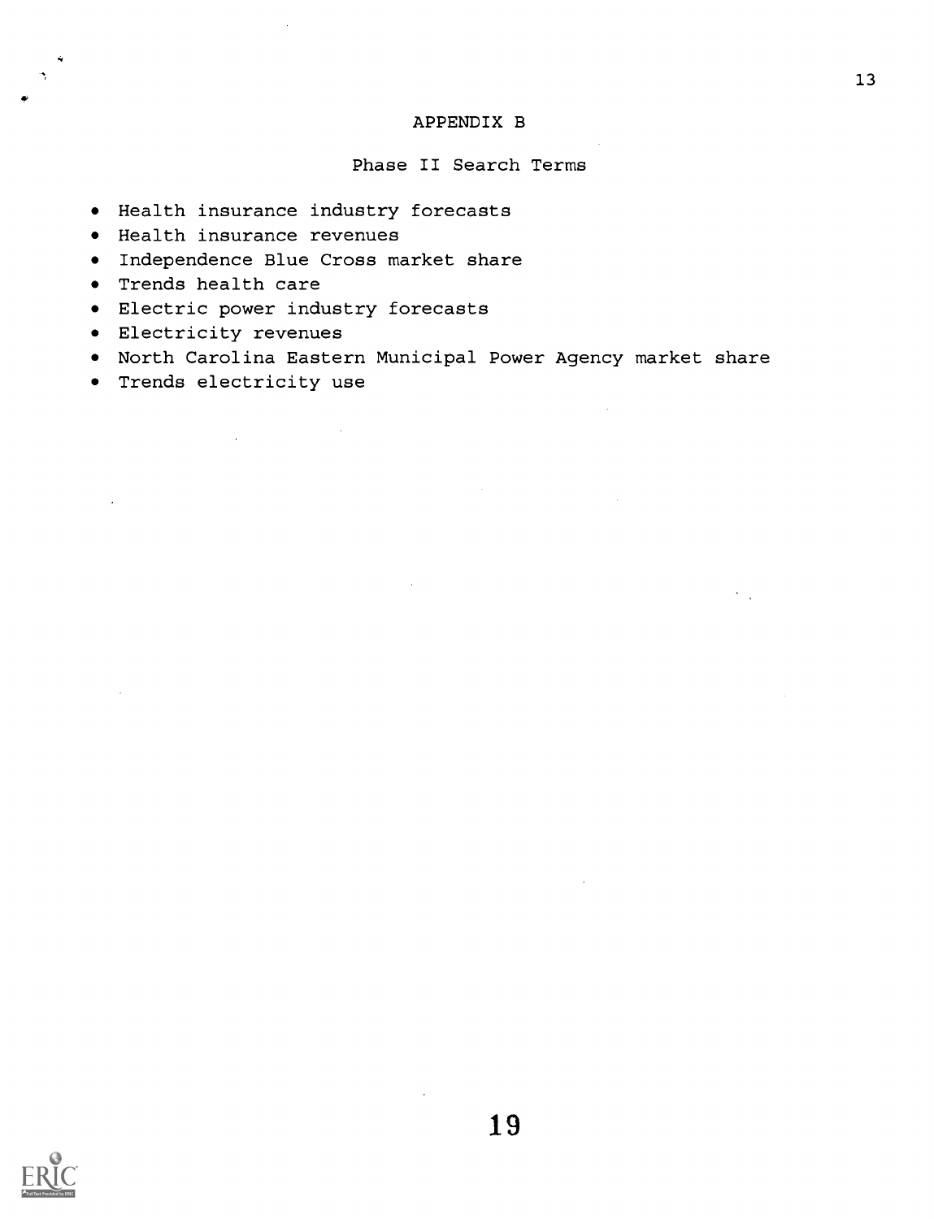# APPENDIX B

## Phase II Search Terms

- Health insurance industry forecasts
- Health insurance revenues
- Independence Blue Cross market share
- Trends health care
- Electric power industry forecasts
- Electricity revenues
- North Carolina Eastern Municipal Power Agency market share
- Trends electricity use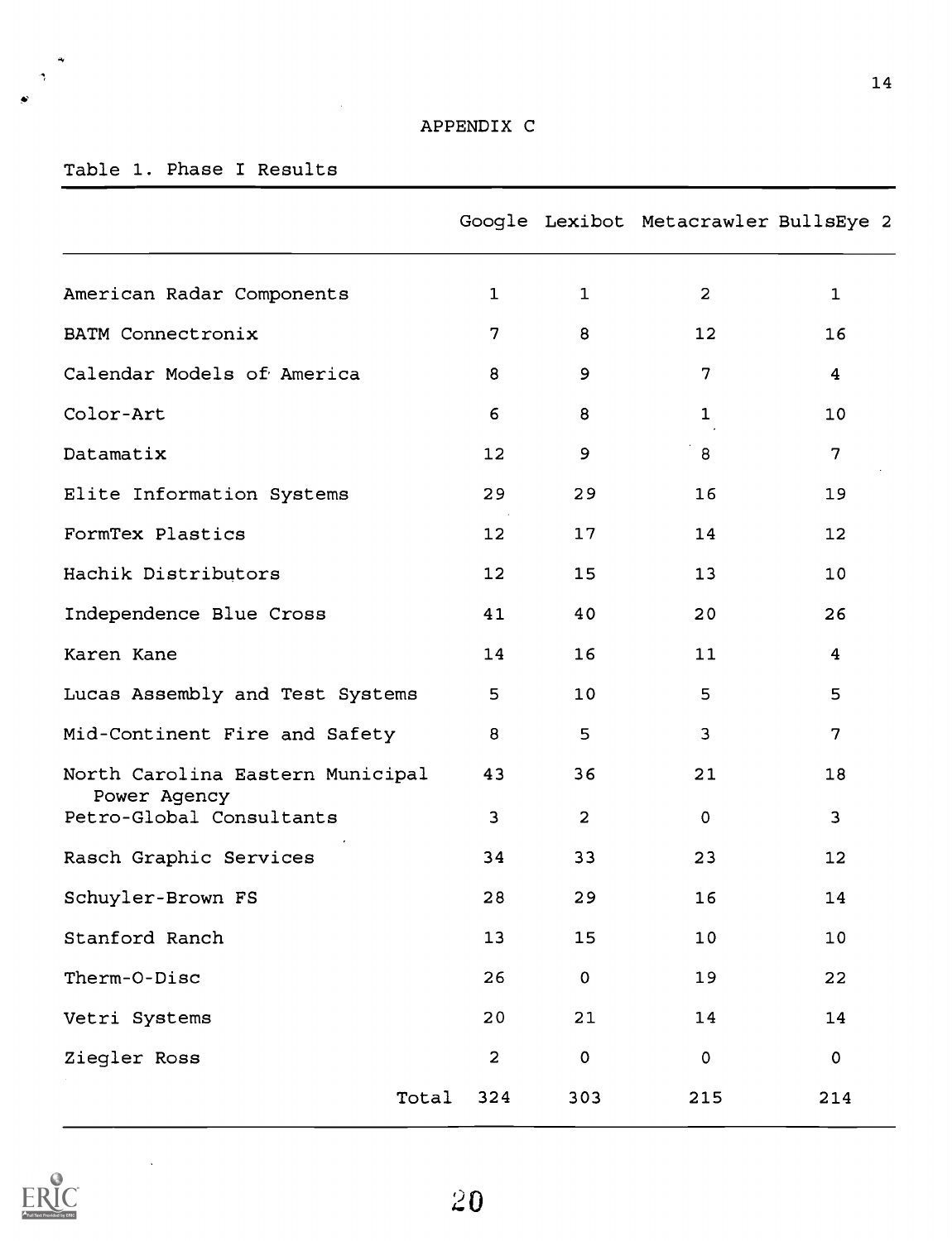APPENDIX C

Table 1. Phase I Results

| | Google | Lexibot | Metacrawler | BullsEye 2 |
|---|---|---|---|---|
| American Radar Components | 1 | 1 | 2 | 1 |
| BATM Connectronix | 7 | 8 | 12 | 16 |
| Calendar Models of America | 8 | 9 | 7 | 4 |
| Color-Art | 6 | 8 | 1 | 10 |
| Datamatix | 12 | 9 | 8 | 7 |
| Elite Information Systems | 29 | 29 | 16 | 19 |
| FormTex Plastics | 12 | 17 | 14 | 12 |
| Hachik Distributors | 12 | 15 | 13 | 10 |
| Independence Blue Cross | 41 | 40 | 20 | 26 |
| Karen Kane | 14 | 16 | 11 | 4 |
| Lucas Assembly and Test Systems | 5 | 10 | 5 | 5 |
| Mid-Continent Fire and Safety | 8 | 5 | 3 | 7 |
| North Carolina Eastern Municipal Power Agency | 43 | 36 | 21 | 18 |
| Petro-Global Consultants | 3 | 2 | 0 | 3 |
| Rasch Graphic Services | 34 | 33 | 23 | 12 |
| Schuyler-Brown FS | 28 | 29 | 16 | 14 |
| Stanford Ranch | 13 | 15 | 10 | 10 |
| Therm-O-Disc | 26 | 0 | 19 | 22 |
| Vetri Systems | 20 | 21 | 14 | 14 |
| Ziegler Ross | 2 | 0 | 0 | 0 |
| Total | 324 | 303 | 215 | 214 |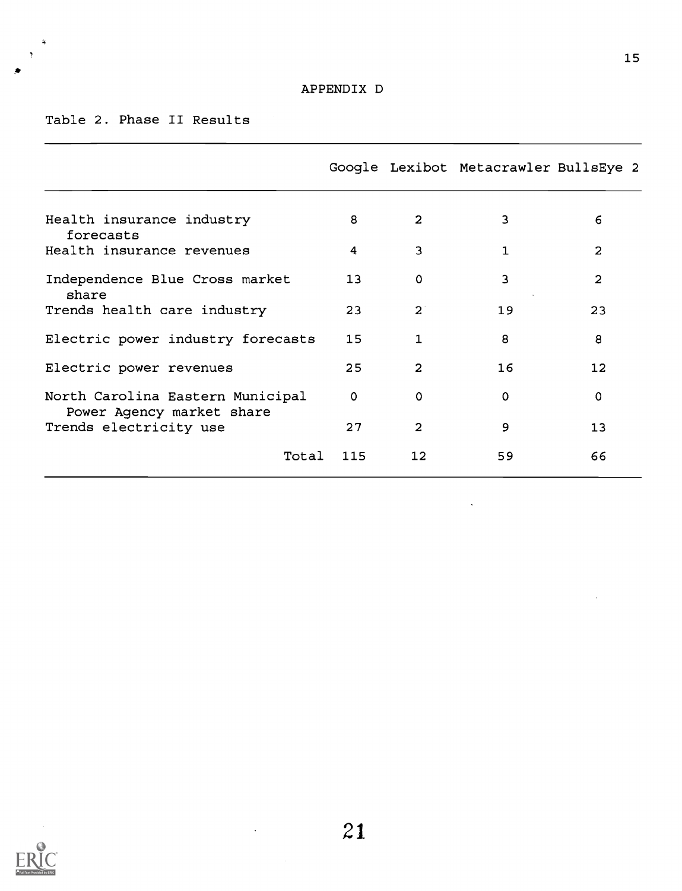APPENDIX D

Table 2. Phase II Results

| | Google | Lexibot | Metacrawler | BullsEye 2 |
|---|---|---|---|---|
| Health insurance industry forecasts | 8 | 2 | 3 | 6 |
| Health insurance revenues | 4 | 3 | 1 | 2 |
| Independence Blue Cross market share | 13 | 0 | 3 | 2 |
| Trends health care industry | 23 | 2 | 19 | 23 |
| Electric power industry forecasts | 15 | 1 | 8 | 8 |
| Electric power revenues | 25 | 2 | 16 | 12 |
| North Carolina Eastern Municipal Power Agency market share | 0 | 0 | 0 | 0 |
| Trends electricity use | 27 | 2 | 9 | 13 |
| Total | 115 | 12 | 59 | 66 |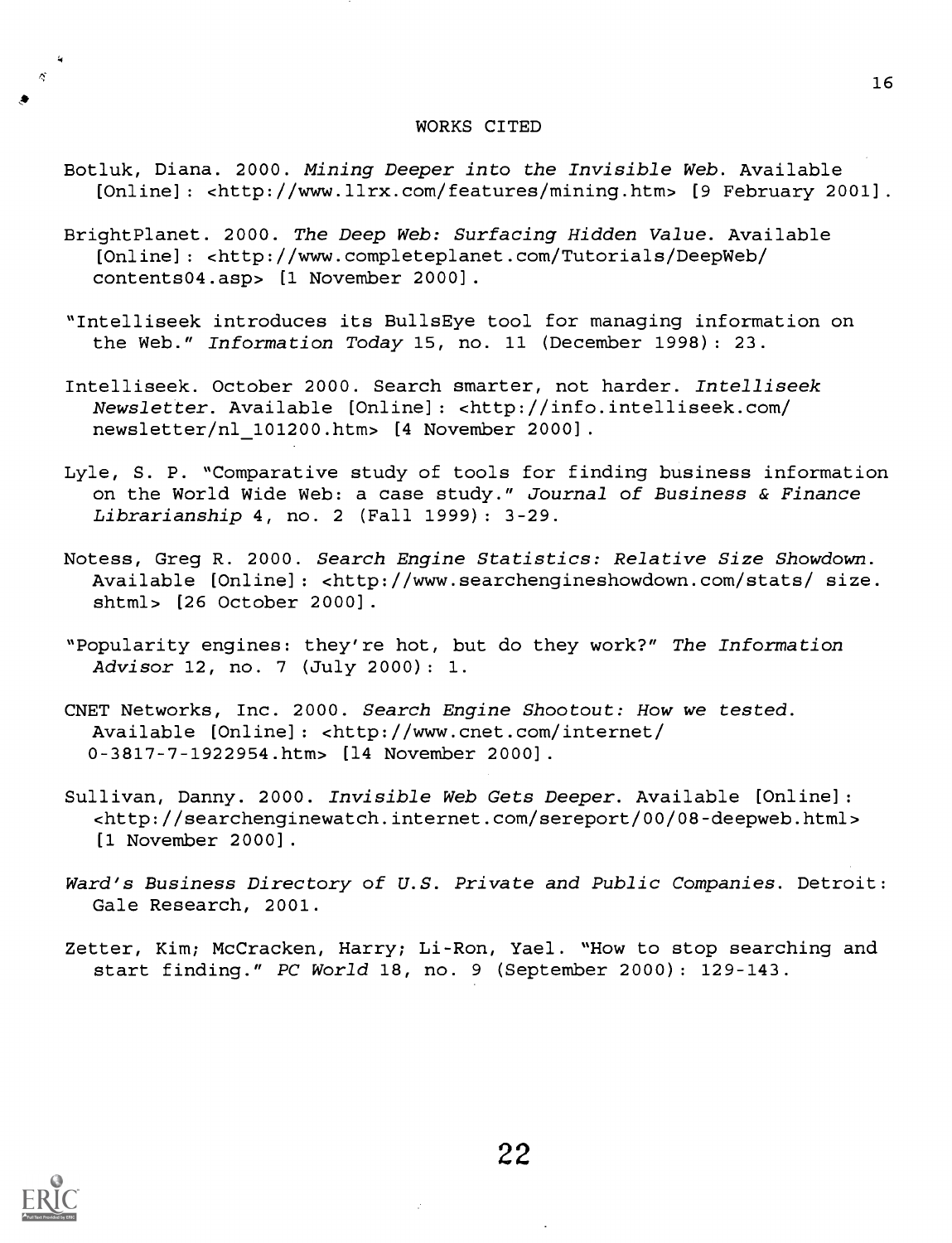# WORKS CITED

Botluk, Diana. 2000. *Mining Deeper into the Invisible Web*. Available [Online]: <http://www.llrx.com/features/mining.htm> [9 February 2001].

BrightPlanet. 2000. *The Deep Web: Surfacing Hidden Value*. Available [Online]: <http://www.completeplanet.com/Tutorials/DeepWeb/contents04.asp> [1 November 2000].

"Intelliseek introduces its BullsEye tool for managing information on the Web." *Information Today* 15, no. 11 (December 1998): 23.

Intelliseek. October 2000. Search smarter, not harder. *Intelliseek Newsletter*. Available [Online]: <http://info.intelliseek.com/newsletter/nl_101200.htm> [4 November 2000].

Lyle, S. P. "Comparative study of tools for finding business information on the World Wide Web: a case study." *Journal of Business & Finance Librarianship* 4, no. 2 (Fall 1999): 3-29.

Notess, Greg R. 2000. *Search Engine Statistics: Relative Size Showdown*. Available [Online]: <http://www.searchengineshowdown.com/stats/ size.shtml> [26 October 2000].

"Popularity engines: they're hot, but do they work?" *The Information Advisor* 12, no. 7 (July 2000): 1.

CNET Networks, Inc. 2000. *Search Engine Shootout: How we tested*. Available [Online]: <http://www.cnet.com/internet/0-3817-7-1922954.htm> [14 November 2000].

Sullivan, Danny. 2000. *Invisible Web Gets Deeper*. Available [Online]: <http://searchenginewatch.internet.com/sereport/00/08-deepweb.html> [1 November 2000].

*Ward's Business Directory of U.S. Private and Public Companies*. Detroit: Gale Research, 2001.

Zetter, Kim; McCracken, Harry; Li-Ron, Yael. "How to stop searching and start finding." *PC World* 18, no. 9 (September 2000): 129-143.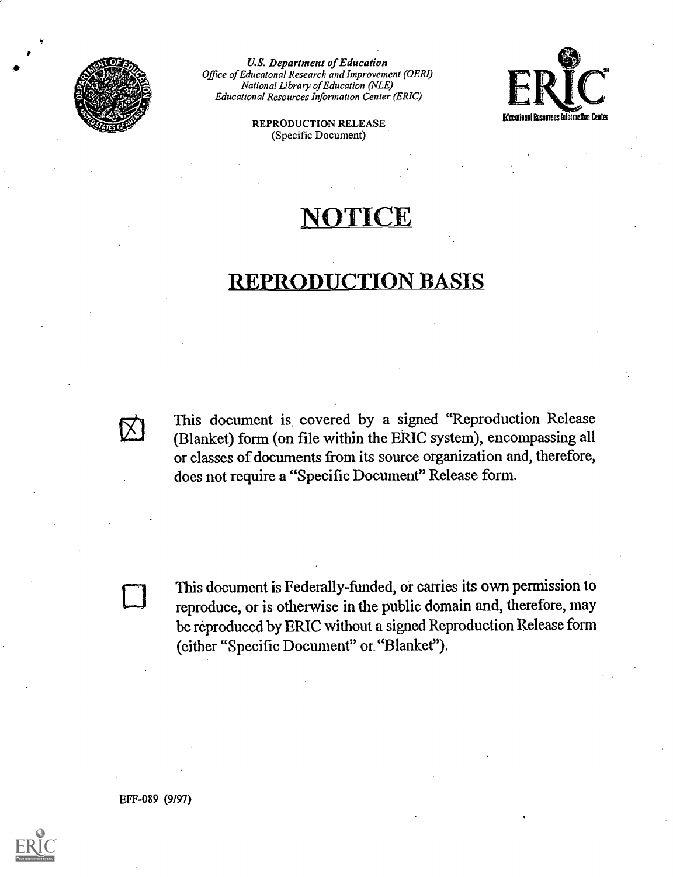*U.S. Department of Education*
*Office of Educatonal Research and Improvement (OERI)*
*National Library of Education (NLE)*
*Educational Resources Information Center (ERIC)*

REPRODUCTION RELEASE
(Specific Document)

# NOTICE

## REPRODUCTION BASIS

☒ This document is covered by a signed "Reproduction Release (Blanket) form (on file within the ERIC system), encompassing all or classes of documents from its source organization and, therefore, does not require a "Specific Document" Release form.

☐ This document is Federally-funded, or carries its own permission to reproduce, or is otherwise in the public domain and, therefore, may be reproduced by ERIC without a signed Reproduction Release form (either "Specific Document" or "Blanket").

EFF-089 (9/97)